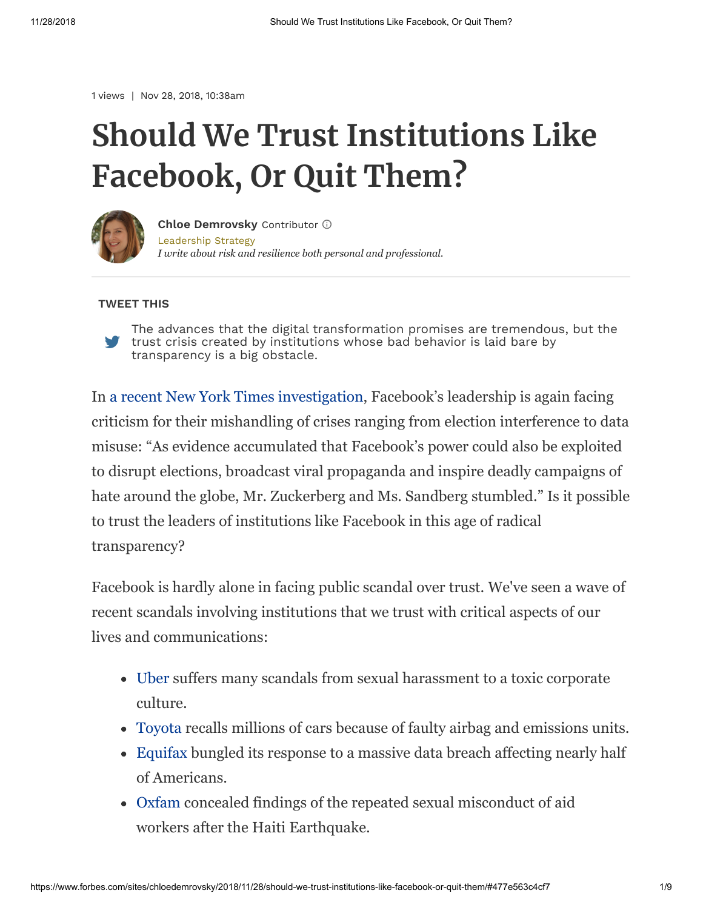1 views | Nov 28, 2018, 10:38am

# Should We Trust Institutions Like Facebook, Or Quit Them?

**Chloe Demrovsky** Contributor

Leadership Strategy

*I write about risk and resilience both personal and professional.*

**TWEET THIS**

> The advances that the digital transformation promises are tremendous, but the trust crisis created by institutions whose bad behavior is laid bare by transparency is a big obstacle.

In a recent New York Times investigation, Facebook's leadership is again facing criticism for their mishandling of crises ranging from election interference to data misuse: "As evidence accumulated that Facebook's power could also be exploited to disrupt elections, broadcast viral propaganda and inspire deadly campaigns of hate around the globe, Mr. Zuckerberg and Ms. Sandberg stumbled." Is it possible to trust the leaders of institutions like Facebook in this age of radical transparency?

Facebook is hardly alone in facing public scandal over trust. We've seen a wave of recent scandals involving institutions that we trust with critical aspects of our lives and communications:

- Uber suffers many scandals from sexual harassment to a toxic corporate culture.
- Toyota recalls millions of cars because of faulty airbag and emissions units.
- Equifax bungled its response to a massive data breach affecting nearly half of Americans.
- Oxfam concealed findings of the repeated sexual misconduct of aid workers after the Haiti Earthquake.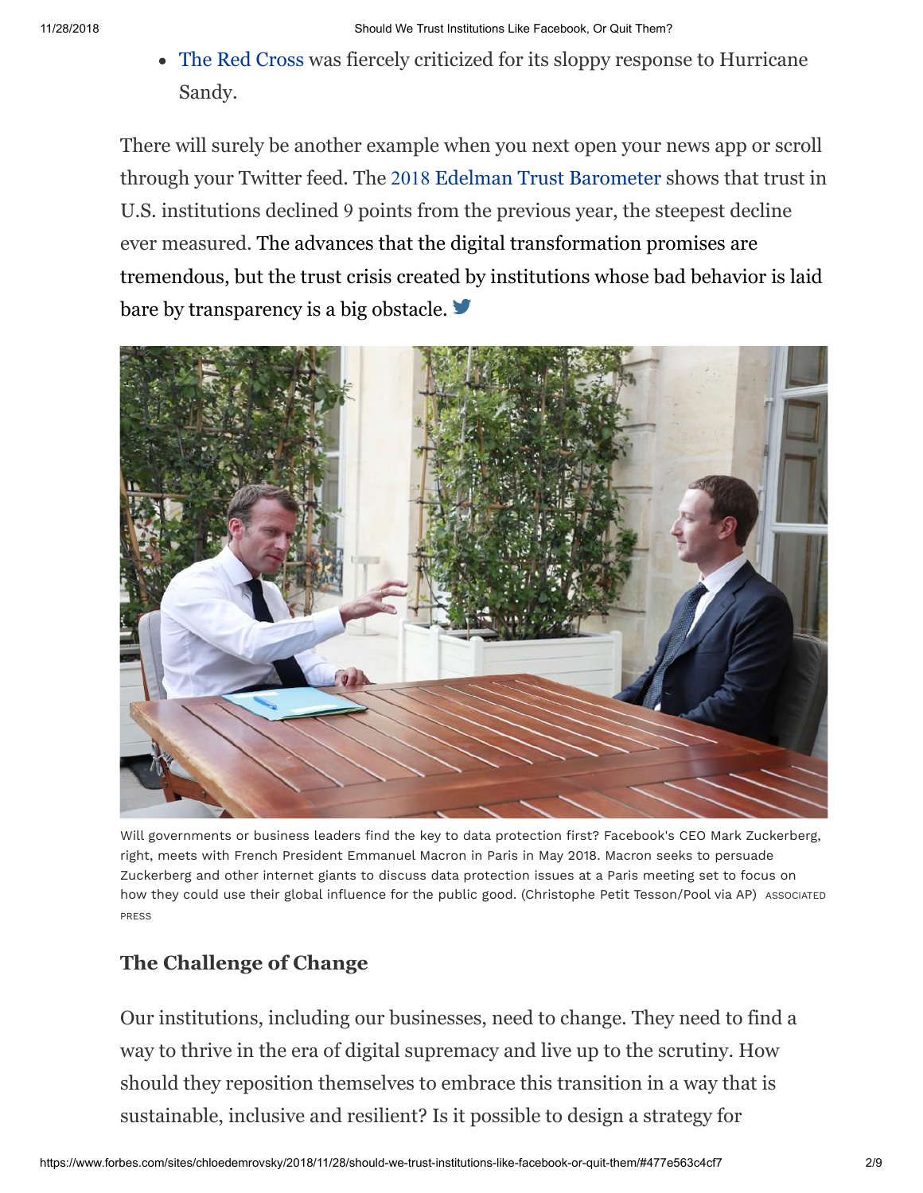- The Red Cross was fiercely criticized for its sloppy response to Hurricane Sandy.

There will surely be another example when you next open your news app or scroll through your Twitter feed. The 2018 Edelman Trust Barometer shows that trust in U.S. institutions declined 9 points from the previous year, the steepest decline ever measured. The advances that the digital transformation promises are tremendous, but the trust crisis created by institutions whose bad behavior is laid bare by transparency is a big obstacle.

Will governments or business leaders find the key to data protection first? Facebook's CEO Mark Zuckerberg, right, meets with French President Emmanuel Macron in Paris in May 2018. Macron seeks to persuade Zuckerberg and other internet giants to discuss data protection issues at a Paris meeting set to focus on how they could use their global influence for the public good. (Christophe Petit Tesson/Pool via AP) ASSOCIATED PRESS

### The Challenge of Change

Our institutions, including our businesses, need to change. They need to find a way to thrive in the era of digital supremacy and live up to the scrutiny. How should they reposition themselves to embrace this transition in a way that is sustainable, inclusive and resilient? Is it possible to design a strategy for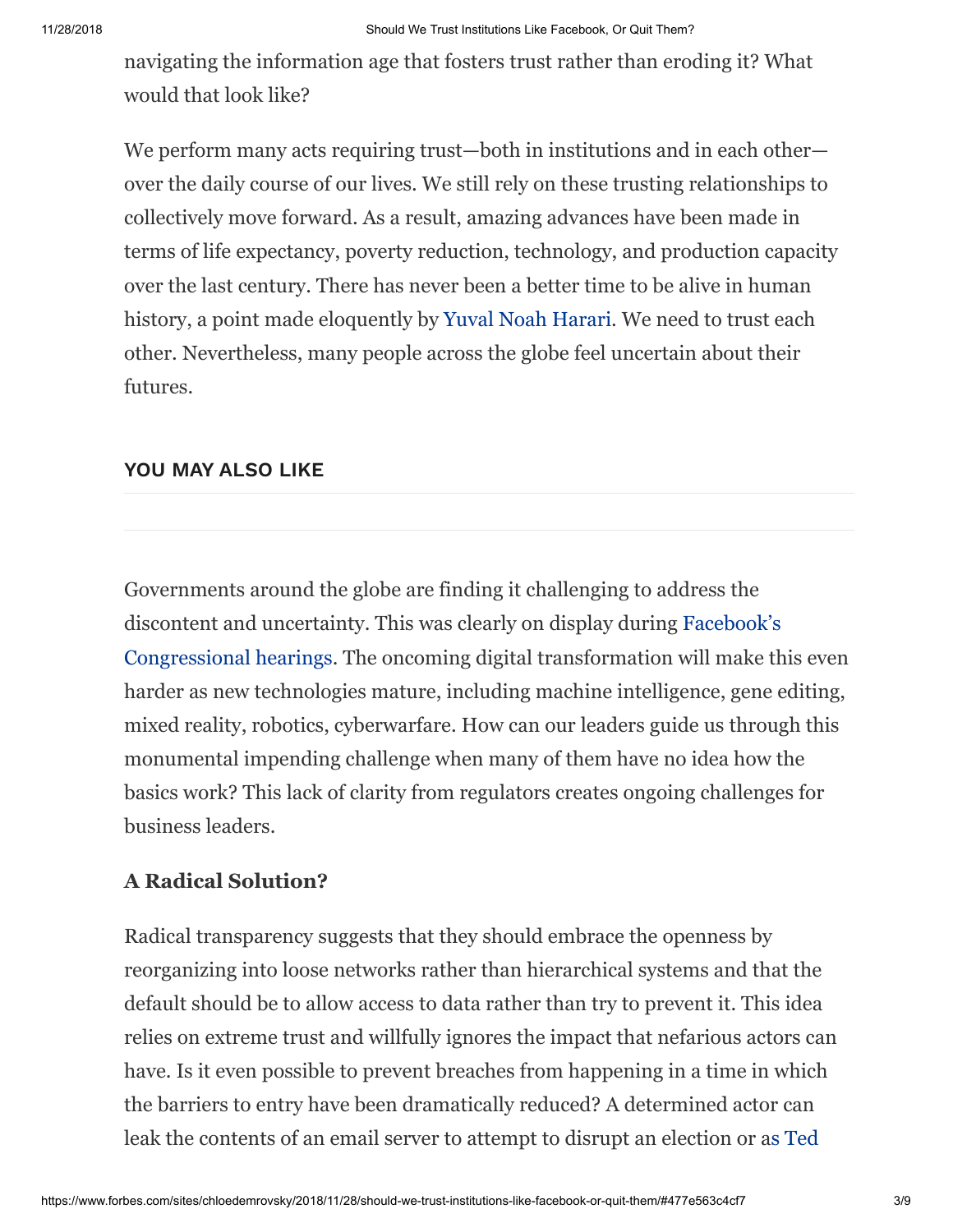navigating the information age that fosters trust rather than eroding it? What would that look like?

We perform many acts requiring trust—both in institutions and in each other—over the daily course of our lives. We still rely on these trusting relationships to collectively move forward. As a result, amazing advances have been made in terms of life expectancy, poverty reduction, technology, and production capacity over the last century. There has never been a better time to be alive in human history, a point made eloquently by Yuval Noah Harari. We need to trust each other. Nevertheless, many people across the globe feel uncertain about their futures.

**YOU MAY ALSO LIKE**

Governments around the globe are finding it challenging to address the discontent and uncertainty. This was clearly on display during Facebook's Congressional hearings. The oncoming digital transformation will make this even harder as new technologies mature, including machine intelligence, gene editing, mixed reality, robotics, cyberwarfare. How can our leaders guide us through this monumental impending challenge when many of them have no idea how the basics work? This lack of clarity from regulators creates ongoing challenges for business leaders.

### A Radical Solution?

Radical transparency suggests that they should embrace the openness by reorganizing into loose networks rather than hierarchical systems and that the default should be to allow access to data rather than try to prevent it. This idea relies on extreme trust and willfully ignores the impact that nefarious actors can have. Is it even possible to prevent breaches from happening in a time in which the barriers to entry have been dramatically reduced? A determined actor can leak the contents of an email server to attempt to disrupt an election or as Ted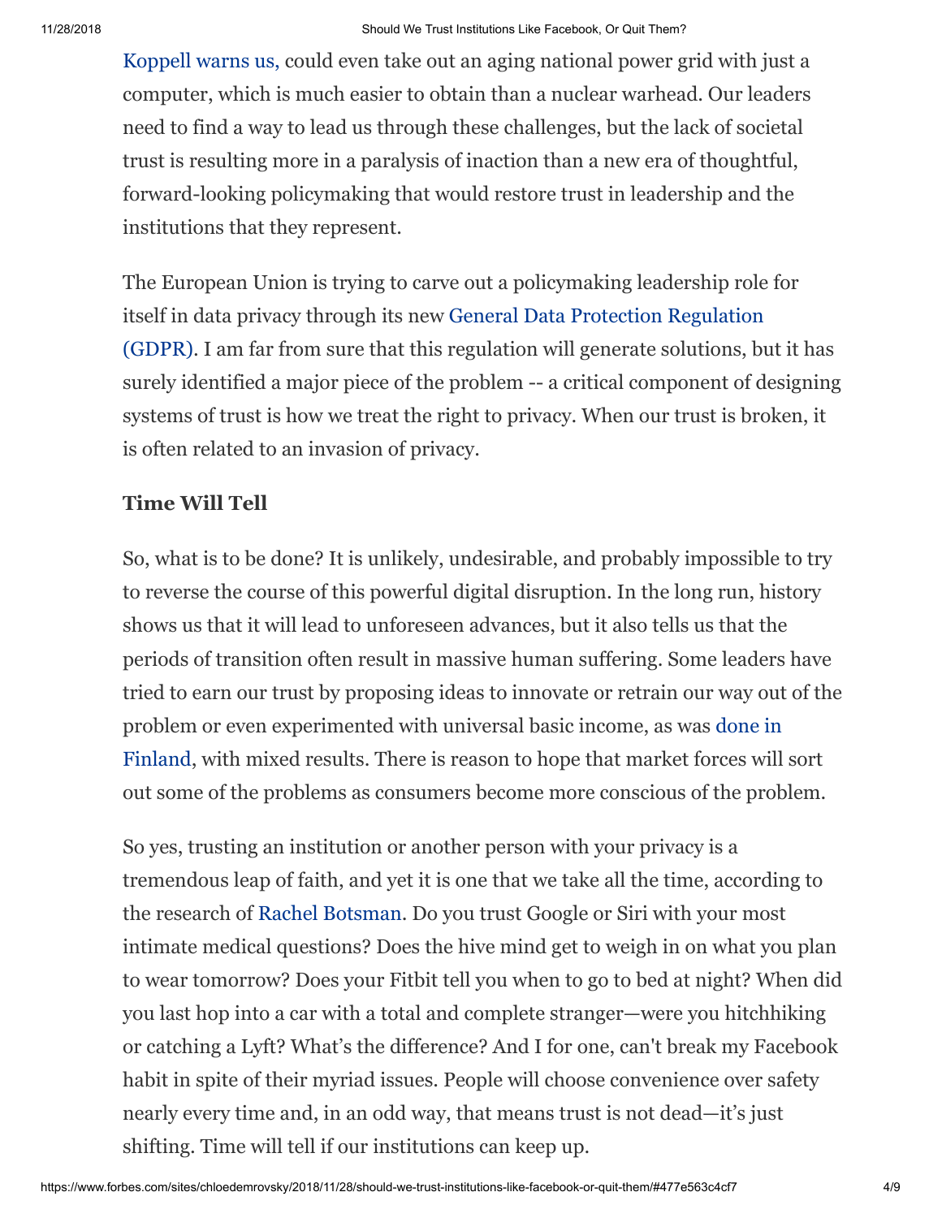Koppell warns us, could even take out an aging national power grid with just a computer, which is much easier to obtain than a nuclear warhead. Our leaders need to find a way to lead us through these challenges, but the lack of societal trust is resulting more in a paralysis of inaction than a new era of thoughtful, forward-looking policymaking that would restore trust in leadership and the institutions that they represent.

The European Union is trying to carve out a policymaking leadership role for itself in data privacy through its new General Data Protection Regulation (GDPR). I am far from sure that this regulation will generate solutions, but it has surely identified a major piece of the problem -- a critical component of designing systems of trust is how we treat the right to privacy. When our trust is broken, it is often related to an invasion of privacy.

### Time Will Tell

So, what is to be done? It is unlikely, undesirable, and probably impossible to try to reverse the course of this powerful digital disruption. In the long run, history shows us that it will lead to unforeseen advances, but it also tells us that the periods of transition often result in massive human suffering. Some leaders have tried to earn our trust by proposing ideas to innovate or retrain our way out of the problem or even experimented with universal basic income, as was done in Finland, with mixed results. There is reason to hope that market forces will sort out some of the problems as consumers become more conscious of the problem.

So yes, trusting an institution or another person with your privacy is a tremendous leap of faith, and yet it is one that we take all the time, according to the research of Rachel Botsman. Do you trust Google or Siri with your most intimate medical questions? Does the hive mind get to weigh in on what you plan to wear tomorrow? Does your Fitbit tell you when to go to bed at night? When did you last hop into a car with a total and complete stranger—were you hitchhiking or catching a Lyft? What's the difference? And I for one, can't break my Facebook habit in spite of their myriad issues. People will choose convenience over safety nearly every time and, in an odd way, that means trust is not dead—it's just shifting. Time will tell if our institutions can keep up.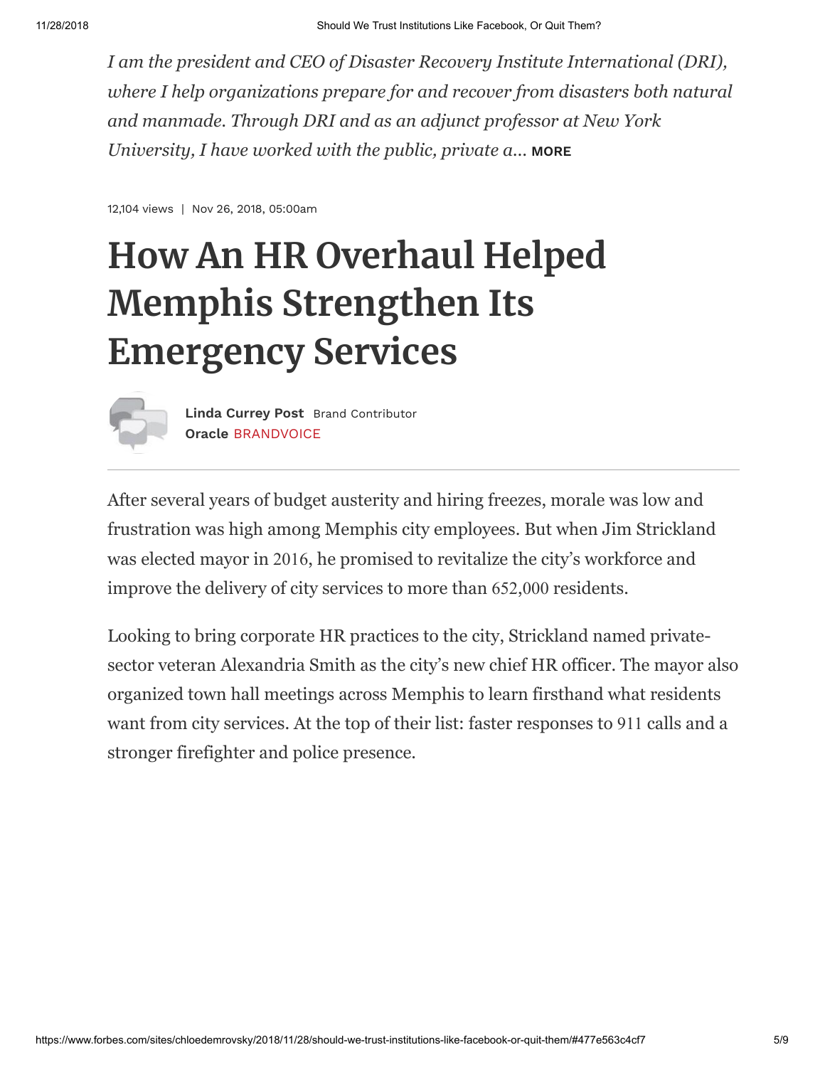*I am the president and CEO of Disaster Recovery Institute International (DRI), where I help organizations prepare for and recover from disasters both natural and manmade. Through DRI and as an adjunct professor at New York University, I have worked with the public, private a...* **MORE**

12,104 views | Nov 26, 2018, 05:00am

# How An HR Overhaul Helped Memphis Strengthen Its Emergency Services

**Linda Currey Post** Brand Contributor
**Oracle** BRANDVOICE

After several years of budget austerity and hiring freezes, morale was low and frustration was high among Memphis city employees. But when Jim Strickland was elected mayor in 2016, he promised to revitalize the city's workforce and improve the delivery of city services to more than 652,000 residents.

Looking to bring corporate HR practices to the city, Strickland named private-sector veteran Alexandria Smith as the city's new chief HR officer. The mayor also organized town hall meetings across Memphis to learn firsthand what residents want from city services. At the top of their list: faster responses to 911 calls and a stronger firefighter and police presence.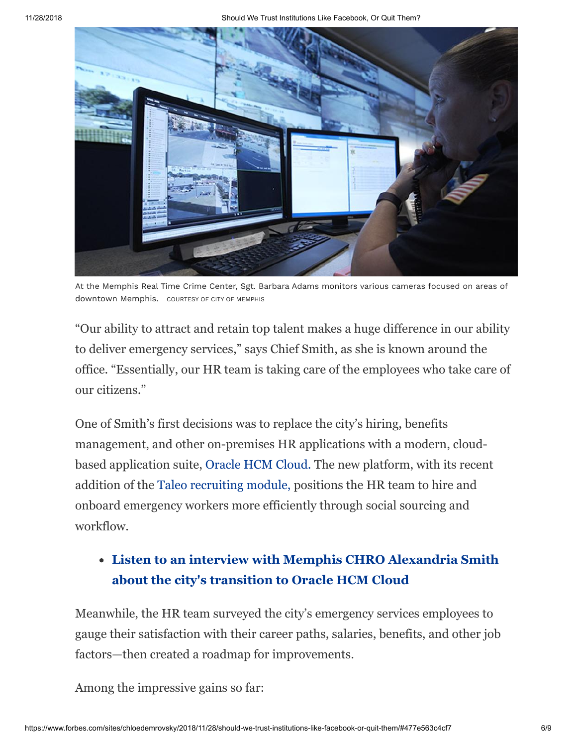At the Memphis Real Time Crime Center, Sgt. Barbara Adams monitors various cameras focused on areas of downtown Memphis. COURTESY OF CITY OF MEMPHIS

"Our ability to attract and retain top talent makes a huge difference in our ability to deliver emergency services," says Chief Smith, as she is known around the office. "Essentially, our HR team is taking care of the employees who take care of our citizens."

One of Smith's first decisions was to replace the city's hiring, benefits management, and other on-premises HR applications with a modern, cloud-based application suite, Oracle HCM Cloud. The new platform, with its recent addition of the Taleo recruiting module, positions the HR team to hire and onboard emergency workers more efficiently through social sourcing and workflow.

- **Listen to an interview with Memphis CHRO Alexandria Smith about the city's transition to Oracle HCM Cloud**

Meanwhile, the HR team surveyed the city's emergency services employees to gauge their satisfaction with their career paths, salaries, benefits, and other job factors—then created a roadmap for improvements.

Among the impressive gains so far: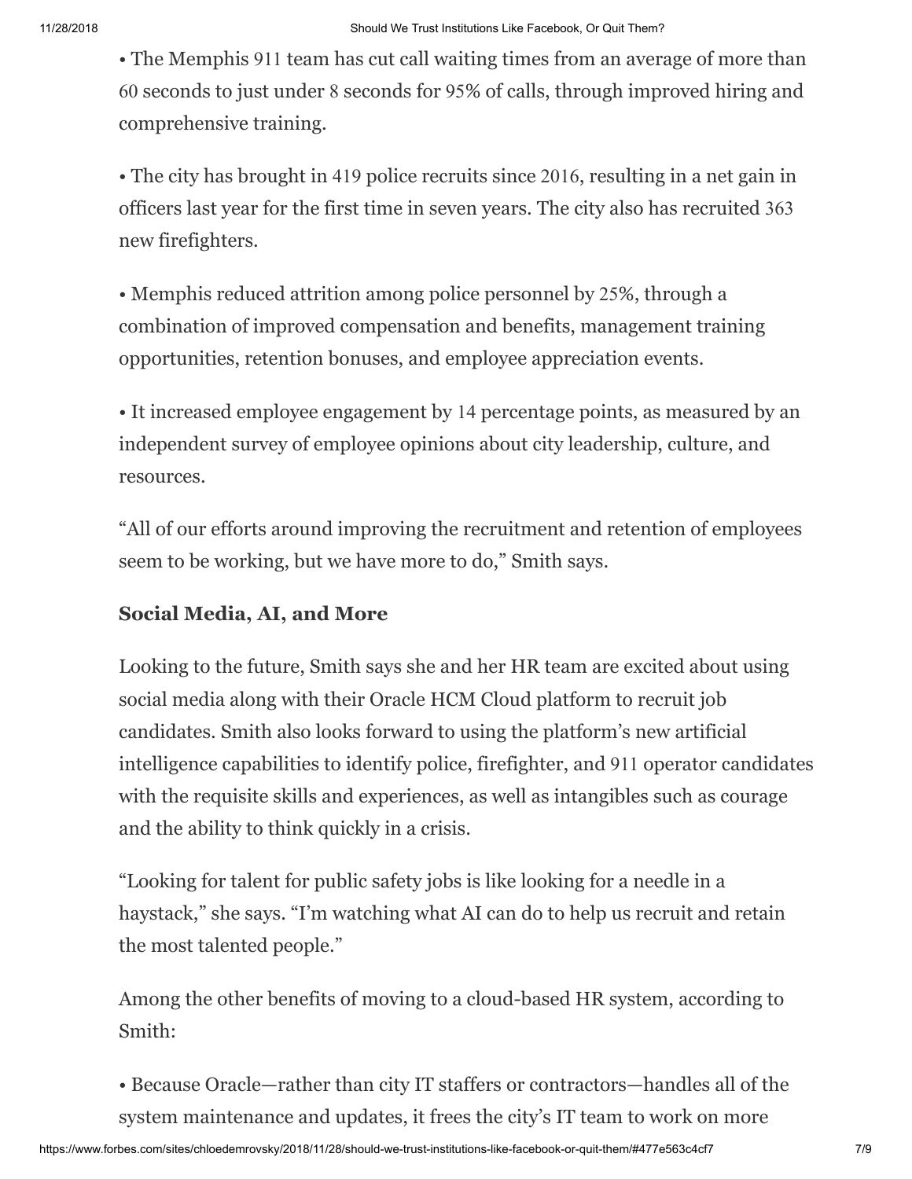• The Memphis 911 team has cut call waiting times from an average of more than 60 seconds to just under 8 seconds for 95% of calls, through improved hiring and comprehensive training.

• The city has brought in 419 police recruits since 2016, resulting in a net gain in officers last year for the first time in seven years. The city also has recruited 363 new firefighters.

• Memphis reduced attrition among police personnel by 25%, through a combination of improved compensation and benefits, management training opportunities, retention bonuses, and employee appreciation events.

• It increased employee engagement by 14 percentage points, as measured by an independent survey of employee opinions about city leadership, culture, and resources.

"All of our efforts around improving the recruitment and retention of employees seem to be working, but we have more to do," Smith says.

**Social Media, AI, and More**

Looking to the future, Smith says she and her HR team are excited about using social media along with their Oracle HCM Cloud platform to recruit job candidates. Smith also looks forward to using the platform's new artificial intelligence capabilities to identify police, firefighter, and 911 operator candidates with the requisite skills and experiences, as well as intangibles such as courage and the ability to think quickly in a crisis.

"Looking for talent for public safety jobs is like looking for a needle in a haystack," she says. "I'm watching what AI can do to help us recruit and retain the most talented people."

Among the other benefits of moving to a cloud-based HR system, according to Smith:

• Because Oracle—rather than city IT staffers or contractors—handles all of the system maintenance and updates, it frees the city's IT team to work on more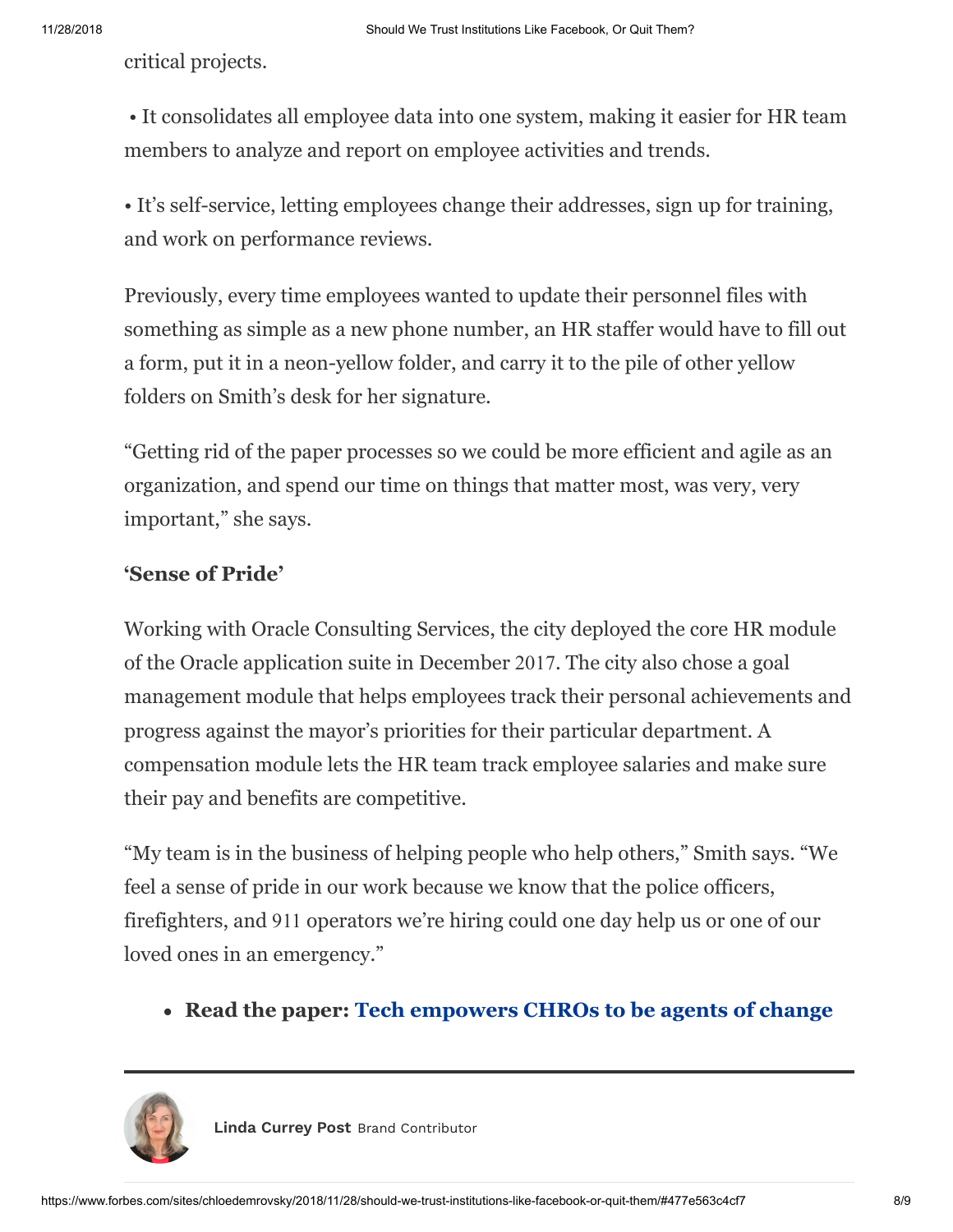critical projects.

• It consolidates all employee data into one system, making it easier for HR team members to analyze and report on employee activities and trends.

• It's self-service, letting employees change their addresses, sign up for training, and work on performance reviews.

Previously, every time employees wanted to update their personnel files with something as simple as a new phone number, an HR staffer would have to fill out a form, put it in a neon-yellow folder, and carry it to the pile of other yellow folders on Smith's desk for her signature.

"Getting rid of the paper processes so we could be more efficient and agile as an organization, and spend our time on things that matter most, was very, very important," she says.

### 'Sense of Pride'

Working with Oracle Consulting Services, the city deployed the core HR module of the Oracle application suite in December 2017. The city also chose a goal management module that helps employees track their personal achievements and progress against the mayor's priorities for their particular department. A compensation module lets the HR team track employee salaries and make sure their pay and benefits are competitive.

"My team is in the business of helping people who help others," Smith says. "We feel a sense of pride in our work because we know that the police officers, firefighters, and 911 operators we're hiring could one day help us or one of our loved ones in an emergency."

- **Read the paper: Tech empowers CHROs to be agents of change**

---

**Linda Currey Post** Brand Contributor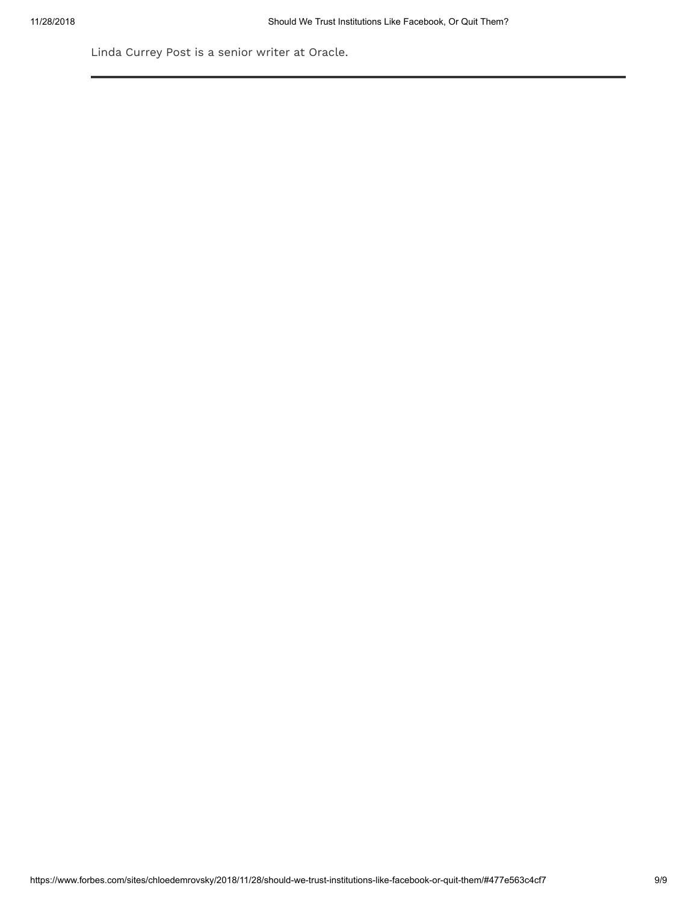Linda Currey Post is a senior writer at Oracle.

---